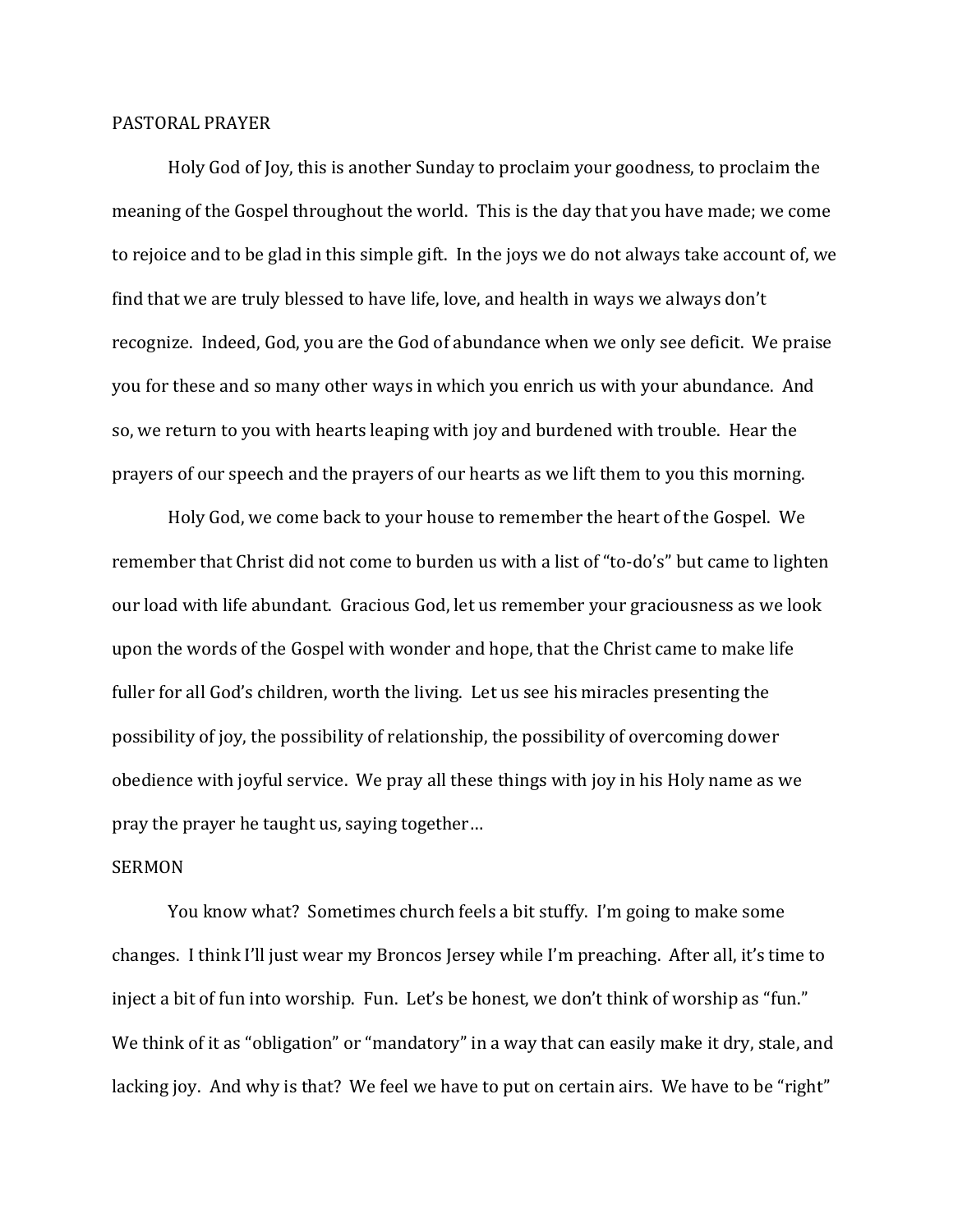PASTORAL PRAYER

Holy God of Joy, this is another Sunday to proclaim your goodness, to proclaim the meaning of the Gospel throughout the world. This is the day that you have made; we come to rejoice and to be glad in this simple gift. In the joys we do not always take account of, we find that we are truly blessed to have life, love, and health in ways we always don't recognize. Indeed, God, you are the God of abundance when we only see deficit. We praise you for these and so many other ways in which you enrich us with your abundance. And so, we return to you with hearts leaping with joy and burdened with trouble. Hear the prayers of our speech and the prayers of our hearts as we lift them to you this morning.

Holy God, we come back to your house to remember the heart of the Gospel. We remember that Christ did not come to burden us with a list of "to-do's" but came to lighten our load with life abundant. Gracious God, let us remember your graciousness as we look upon the words of the Gospel with wonder and hope, that the Christ came to make life fuller for all God's children, worth the living. Let us see his miracles presenting the possibility of joy, the possibility of relationship, the possibility of overcoming dower obedience with joyful service. We pray all these things with joy in his Holy name as we pray the prayer he taught us, saying together…

SERMON

You know what? Sometimes church feels a bit stuffy. I'm going to make some changes. I think I'll just wear my Broncos Jersey while I'm preaching. After all, it's time to inject a bit of fun into worship. Fun. Let's be honest, we don't think of worship as "fun." We think of it as "obligation" or "mandatory" in a way that can easily make it dry, stale, and lacking joy. And why is that? We feel we have to put on certain airs. We have to be "right"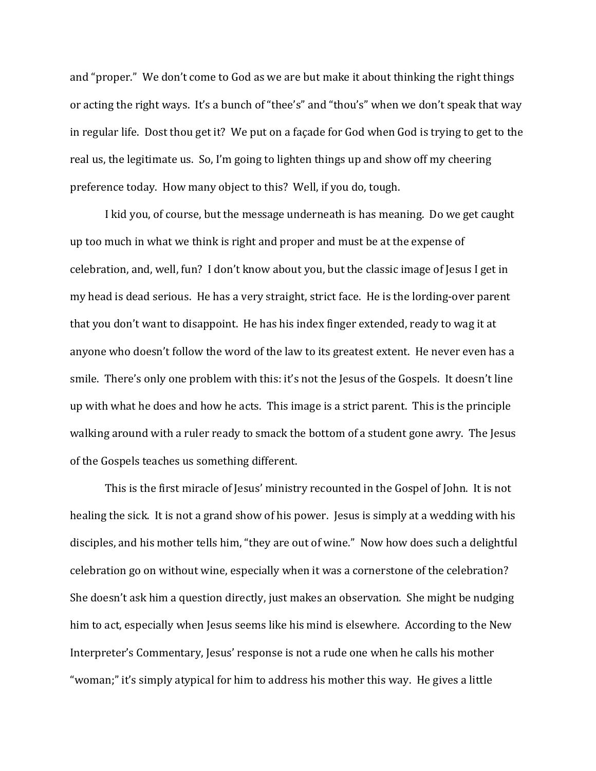and "proper." We don't come to God as we are but make it about thinking the right things or acting the right ways. It's a bunch of "thee's" and "thou's" when we don't speak that way in regular life. Dost thou get it? We put on a façade for God when God is trying to get to the real us, the legitimate us. So, I'm going to lighten things up and show off my cheering preference today. How many object to this? Well, if you do, tough.

I kid you, of course, but the message underneath is has meaning. Do we get caught up too much in what we think is right and proper and must be at the expense of celebration, and, well, fun? I don't know about you, but the classic image of Jesus I get in my head is dead serious. He has a very straight, strict face. He is the lording-over parent that you don't want to disappoint. He has his index finger extended, ready to wag it at anyone who doesn't follow the word of the law to its greatest extent. He never even has a smile. There's only one problem with this: it's not the Jesus of the Gospels. It doesn't line up with what he does and how he acts. This image is a strict parent. This is the principle walking around with a ruler ready to smack the bottom of a student gone awry. The Jesus of the Gospels teaches us something different.

This is the first miracle of Jesus' ministry recounted in the Gospel of John. It is not healing the sick. It is not a grand show of his power. Jesus is simply at a wedding with his disciples, and his mother tells him, "they are out of wine." Now how does such a delightful celebration go on without wine, especially when it was a cornerstone of the celebration? She doesn't ask him a question directly, just makes an observation. She might be nudging him to act, especially when Jesus seems like his mind is elsewhere. According to the New Interpreter's Commentary, Jesus' response is not a rude one when he calls his mother "woman;" it's simply atypical for him to address his mother this way. He gives a little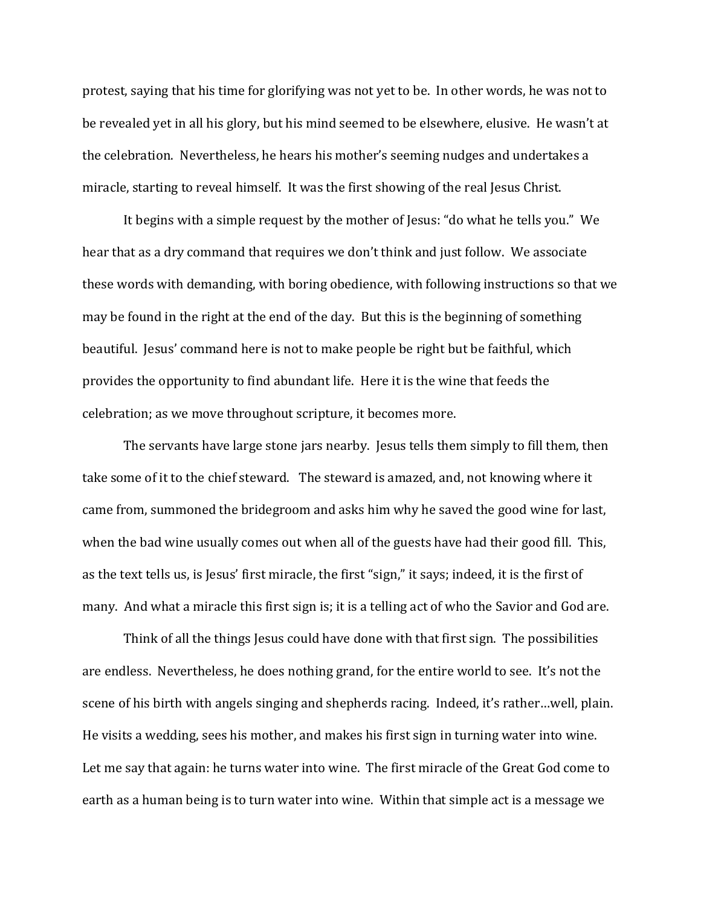protest, saying that his time for glorifying was not yet to be. In other words, he was not to be revealed yet in all his glory, but his mind seemed to be elsewhere, elusive. He wasn't at the celebration. Nevertheless, he hears his mother's seeming nudges and undertakes a miracle, starting to reveal himself. It was the first showing of the real Jesus Christ.

It begins with a simple request by the mother of Jesus: "do what he tells you." We hear that as a dry command that requires we don't think and just follow. We associate these words with demanding, with boring obedience, with following instructions so that we may be found in the right at the end of the day. But this is the beginning of something beautiful. Jesus' command here is not to make people be right but be faithful, which provides the opportunity to find abundant life. Here it is the wine that feeds the celebration; as we move throughout scripture, it becomes more.

The servants have large stone jars nearby. Jesus tells them simply to fill them, then take some of it to the chief steward. The steward is amazed, and, not knowing where it came from, summoned the bridegroom and asks him why he saved the good wine for last, when the bad wine usually comes out when all of the guests have had their good fill. This, as the text tells us, is Jesus' first miracle, the first "sign," it says; indeed, it is the first of many. And what a miracle this first sign is; it is a telling act of who the Savior and God are.

Think of all the things Jesus could have done with that first sign. The possibilities are endless. Nevertheless, he does nothing grand, for the entire world to see. It's not the scene of his birth with angels singing and shepherds racing. Indeed, it's rather…well, plain. He visits a wedding, sees his mother, and makes his first sign in turning water into wine. Let me say that again: he turns water into wine. The first miracle of the Great God come to earth as a human being is to turn water into wine. Within that simple act is a message we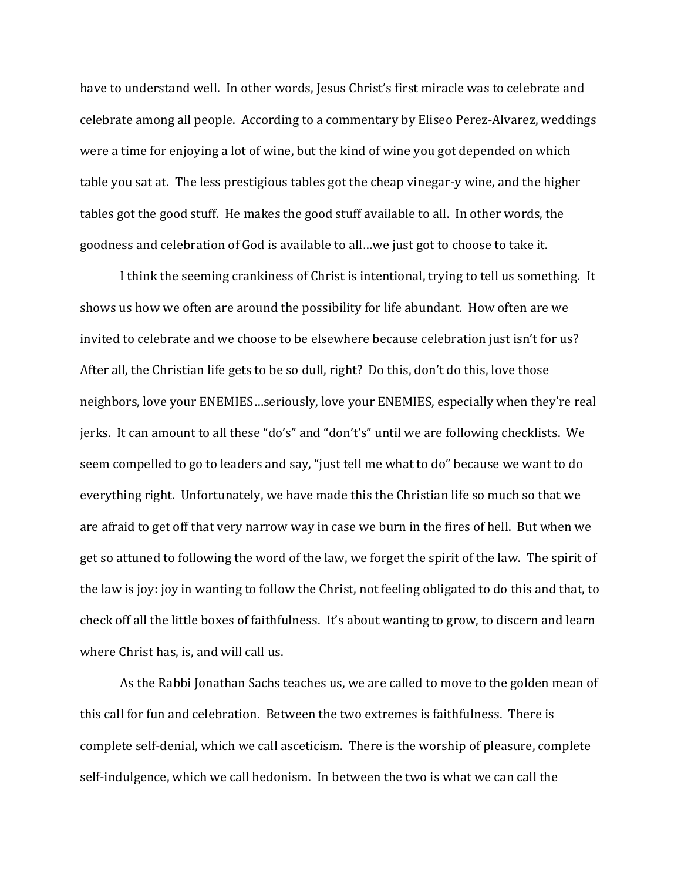have to understand well. In other words, Jesus Christ's first miracle was to celebrate and celebrate among all people. According to a commentary by Eliseo Perez-Alvarez, weddings were a time for enjoying a lot of wine, but the kind of wine you got depended on which table you sat at. The less prestigious tables got the cheap vinegar-y wine, and the higher tables got the good stuff. He makes the good stuff available to all. In other words, the goodness and celebration of God is available to all…we just got to choose to take it.

I think the seeming crankiness of Christ is intentional, trying to tell us something. It shows us how we often are around the possibility for life abundant. How often are we invited to celebrate and we choose to be elsewhere because celebration just isn't for us? After all, the Christian life gets to be so dull, right? Do this, don't do this, love those neighbors, love your ENEMIES…seriously, love your ENEMIES, especially when they're real jerks. It can amount to all these "do's" and "don't's" until we are following checklists. We seem compelled to go to leaders and say, "just tell me what to do" because we want to do everything right. Unfortunately, we have made this the Christian life so much so that we are afraid to get off that very narrow way in case we burn in the fires of hell. But when we get so attuned to following the word of the law, we forget the spirit of the law. The spirit of the law is joy: joy in wanting to follow the Christ, not feeling obligated to do this and that, to check off all the little boxes of faithfulness. It's about wanting to grow, to discern and learn where Christ has, is, and will call us.

As the Rabbi Jonathan Sachs teaches us, we are called to move to the golden mean of this call for fun and celebration. Between the two extremes is faithfulness. There is complete self-denial, which we call asceticism. There is the worship of pleasure, complete self-indulgence, which we call hedonism. In between the two is what we can call the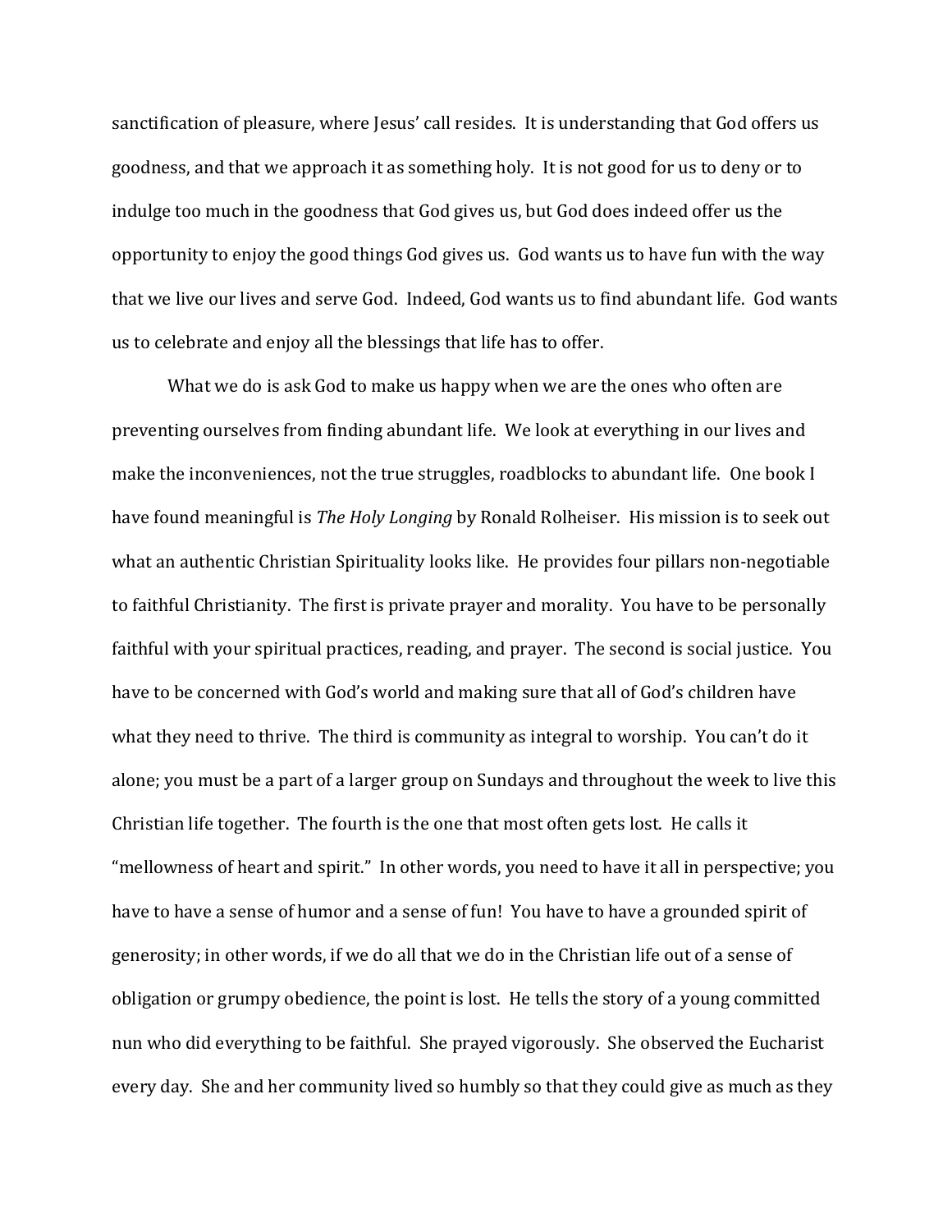sanctification of pleasure, where Jesus' call resides. It is understanding that God offers us goodness, and that we approach it as something holy. It is not good for us to deny or to indulge too much in the goodness that God gives us, but God does indeed offer us the opportunity to enjoy the good things God gives us. God wants us to have fun with the way that we live our lives and serve God. Indeed, God wants us to find abundant life. God wants us to celebrate and enjoy all the blessings that life has to offer.

What we do is ask God to make us happy when we are the ones who often are preventing ourselves from finding abundant life. We look at everything in our lives and make the inconveniences, not the true struggles, roadblocks to abundant life. One book I have found meaningful is *The Holy Longing* by Ronald Rolheiser. His mission is to seek out what an authentic Christian Spirituality looks like. He provides four pillars non-negotiable to faithful Christianity. The first is private prayer and morality. You have to be personally faithful with your spiritual practices, reading, and prayer. The second is social justice. You have to be concerned with God's world and making sure that all of God's children have what they need to thrive. The third is community as integral to worship. You can't do it alone; you must be a part of a larger group on Sundays and throughout the week to live this Christian life together. The fourth is the one that most often gets lost. He calls it "mellowness of heart and spirit." In other words, you need to have it all in perspective; you have to have a sense of humor and a sense of fun! You have to have a grounded spirit of generosity; in other words, if we do all that we do in the Christian life out of a sense of obligation or grumpy obedience, the point is lost. He tells the story of a young committed nun who did everything to be faithful. She prayed vigorously. She observed the Eucharist every day. She and her community lived so humbly so that they could give as much as they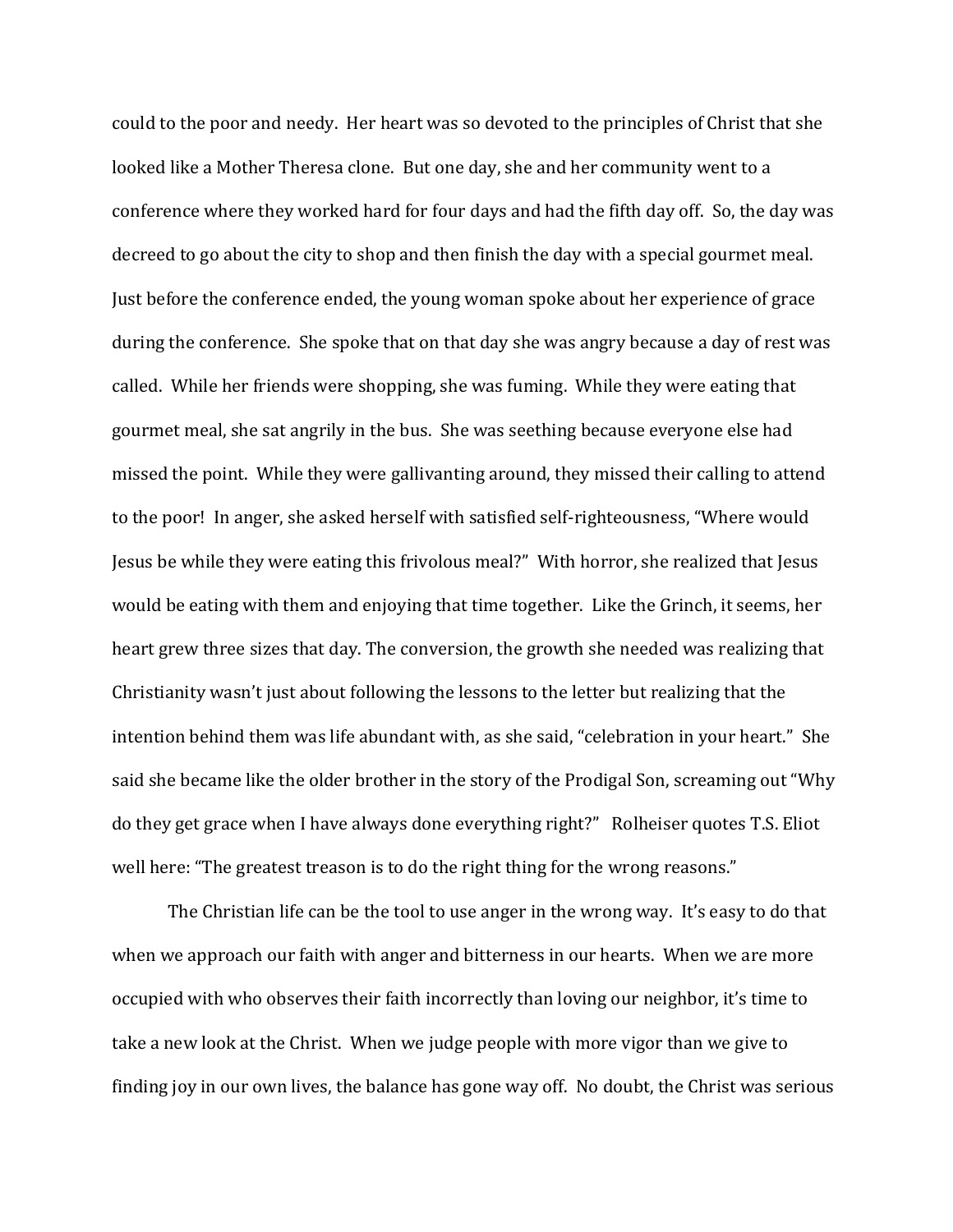could to the poor and needy. Her heart was so devoted to the principles of Christ that she looked like a Mother Theresa clone. But one day, she and her community went to a conference where they worked hard for four days and had the fifth day off. So, the day was decreed to go about the city to shop and then finish the day with a special gourmet meal. Just before the conference ended, the young woman spoke about her experience of grace during the conference. She spoke that on that day she was angry because a day of rest was called. While her friends were shopping, she was fuming. While they were eating that gourmet meal, she sat angrily in the bus. She was seething because everyone else had missed the point. While they were gallivanting around, they missed their calling to attend to the poor! In anger, she asked herself with satisfied self-righteousness, "Where would Jesus be while they were eating this frivolous meal?" With horror, she realized that Jesus would be eating with them and enjoying that time together. Like the Grinch, it seems, her heart grew three sizes that day. The conversion, the growth she needed was realizing that Christianity wasn't just about following the lessons to the letter but realizing that the intention behind them was life abundant with, as she said, "celebration in your heart." She said she became like the older brother in the story of the Prodigal Son, screaming out "Why do they get grace when I have always done everything right?" Rolheiser quotes T.S. Eliot well here: "The greatest treason is to do the right thing for the wrong reasons."

The Christian life can be the tool to use anger in the wrong way. It's easy to do that when we approach our faith with anger and bitterness in our hearts. When we are more occupied with who observes their faith incorrectly than loving our neighbor, it's time to take a new look at the Christ. When we judge people with more vigor than we give to finding joy in our own lives, the balance has gone way off. No doubt, the Christ was serious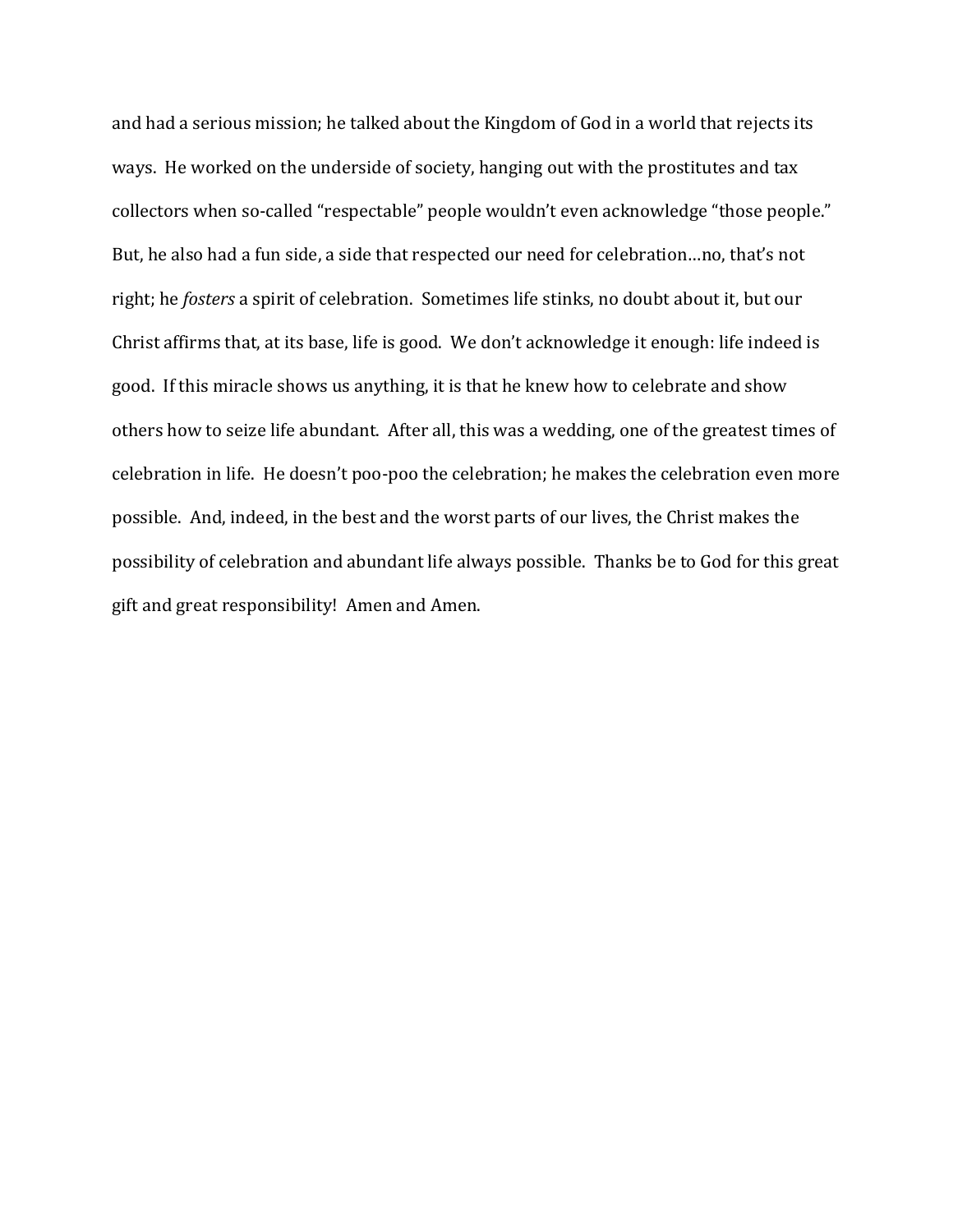and had a serious mission; he talked about the Kingdom of God in a world that rejects its ways. He worked on the underside of society, hanging out with the prostitutes and tax collectors when so-called "respectable" people wouldn't even acknowledge "those people." But, he also had a fun side, a side that respected our need for celebration…no, that's not right; he *fosters* a spirit of celebration. Sometimes life stinks, no doubt about it, but our Christ affirms that, at its base, life is good. We don't acknowledge it enough: life indeed is good. If this miracle shows us anything, it is that he knew how to celebrate and show others how to seize life abundant. After all, this was a wedding, one of the greatest times of celebration in life. He doesn't poo-poo the celebration; he makes the celebration even more possible. And, indeed, in the best and the worst parts of our lives, the Christ makes the possibility of celebration and abundant life always possible. Thanks be to God for this great gift and great responsibility! Amen and Amen.